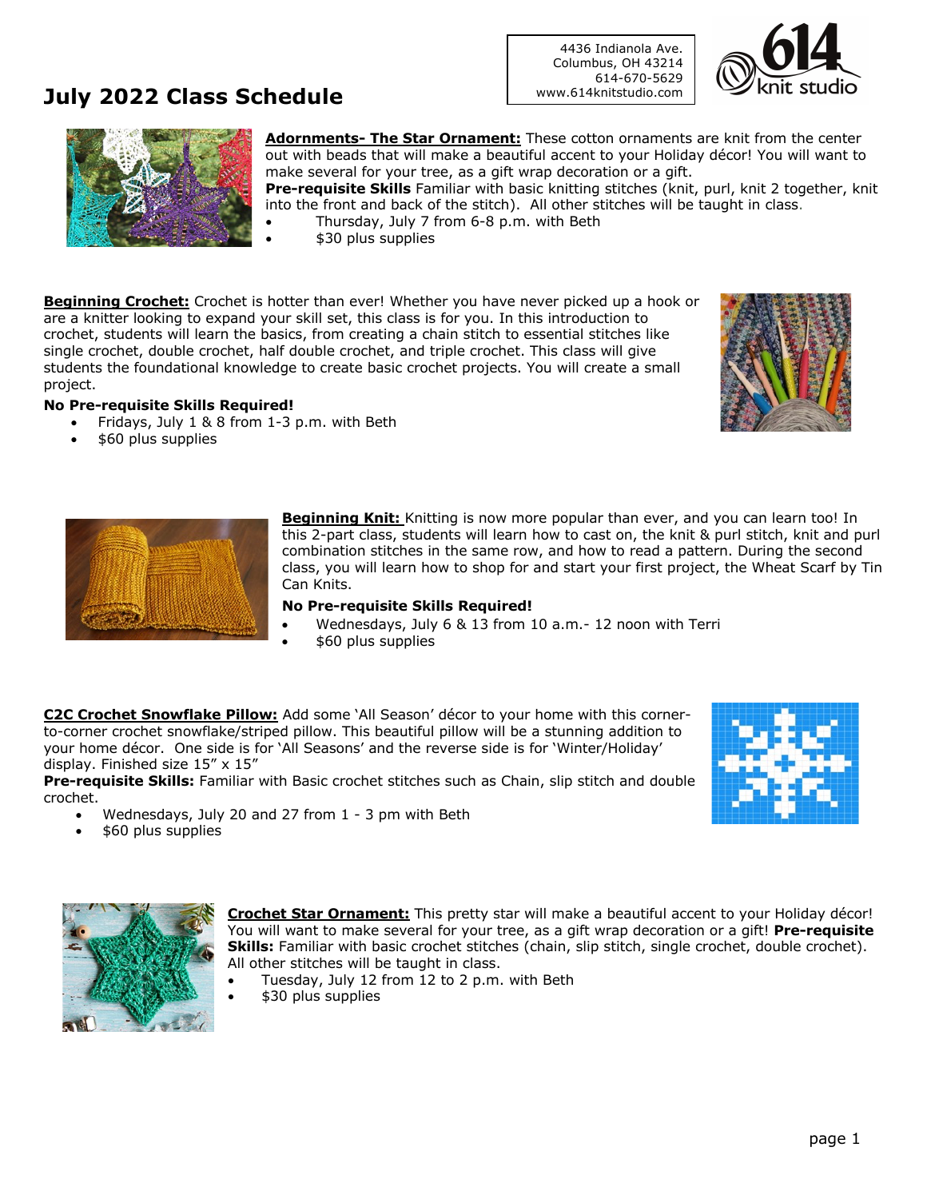# July 2022 Class Schedule

4436 Indianola Ave.
Columbus, OH 43214
614-670-5629
www.614knitstudio.com

**Adornments- The Star Ornament:** These cotton ornaments are knit from the center out with beads that will make a beautiful accent to your Holiday décor! You will want to make several for your tree, as a gift wrap decoration or a gift.
**Pre-requisite Skills** Familiar with basic knitting stitches (knit, purl, knit 2 together, knit into the front and back of the stitch). All other stitches will be taught in class.

- Thursday, July 7 from 6-8 p.m. with Beth
- $30 plus supplies

**Beginning Crochet:** Crochet is hotter than ever! Whether you have never picked up a hook or are a knitter looking to expand your skill set, this class is for you. In this introduction to crochet, students will learn the basics, from creating a chain stitch to essential stitches like single crochet, double crochet, half double crochet, and triple crochet. This class will give students the foundational knowledge to create basic crochet projects. You will create a small project.

**No Pre-requisite Skills Required!**

- Fridays, July 1 & 8 from 1-3 p.m. with Beth
- $60 plus supplies

**Beginning Knit:** Knitting is now more popular than ever, and you can learn too! In this 2-part class, students will learn how to cast on, the knit & purl stitch, knit and purl combination stitches in the same row, and how to read a pattern. During the second class, you will learn how to shop for and start your first project, the Wheat Scarf by Tin Can Knits.

**No Pre-requisite Skills Required!**

- Wednesdays, July 6 & 13 from 10 a.m.- 12 noon with Terri
- $60 plus supplies

**C2C Crochet Snowflake Pillow:** Add some 'All Season' décor to your home with this corner-to-corner crochet snowflake/striped pillow. This beautiful pillow will be a stunning addition to your home décor. One side is for 'All Seasons' and the reverse side is for 'Winter/Holiday' display. Finished size 15" x 15"
**Pre-requisite Skills:** Familiar with Basic crochet stitches such as Chain, slip stitch and double crochet.

- Wednesdays, July 20 and 27 from 1 - 3 pm with Beth
- $60 plus supplies

**Crochet Star Ornament:** This pretty star will make a beautiful accent to your Holiday décor! You will want to make several for your tree, as a gift wrap decoration or a gift! **Pre-requisite Skills:** Familiar with basic crochet stitches (chain, slip stitch, single crochet, double crochet). All other stitches will be taught in class.

- Tuesday, July 12 from 12 to 2 p.m. with Beth
- $30 plus supplies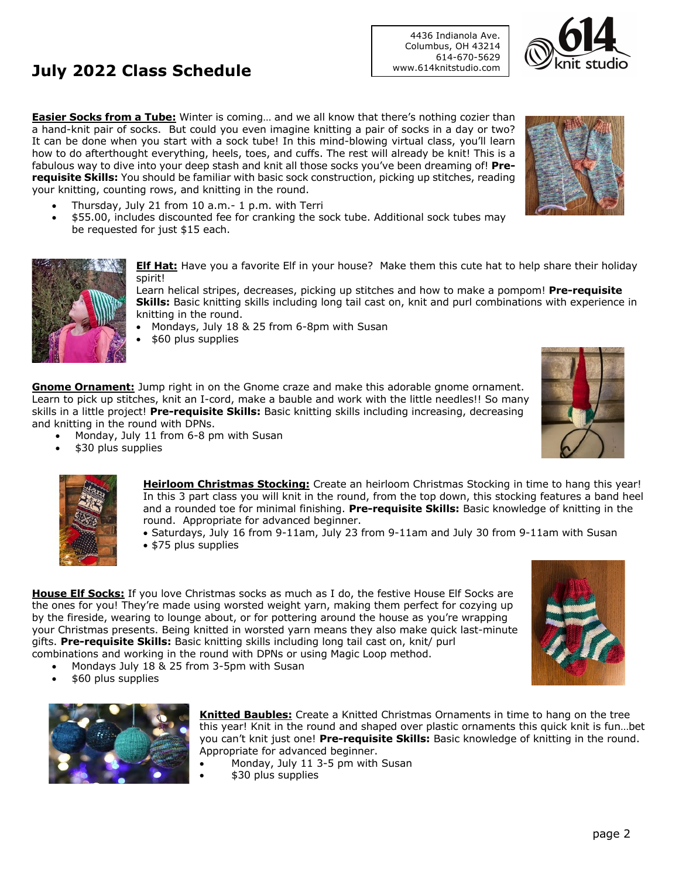# July 2022 Class Schedule

4436 Indianola Ave.
Columbus, OH 43214
614-670-5629
www.614knitstudio.com

**Easier Socks from a Tube:** Winter is coming… and we all know that there's nothing cozier than a hand-knit pair of socks. But could you even imagine knitting a pair of socks in a day or two? It can be done when you start with a sock tube! In this mind-blowing virtual class, you'll learn how to do afterthought everything, heels, toes, and cuffs. The rest will already be knit! This is a fabulous way to dive into your deep stash and knit all those socks you've been dreaming of! **Pre-requisite Skills:** You should be familiar with basic sock construction, picking up stitches, reading your knitting, counting rows, and knitting in the round.

- Thursday, July 21 from 10 a.m.- 1 p.m. with Terri
- $55.00, includes discounted fee for cranking the sock tube. Additional sock tubes may be requested for just $15 each.

**Elf Hat:** Have you a favorite Elf in your house? Make them this cute hat to help share their holiday spirit!
Learn helical stripes, decreases, picking up stitches and how to make a pompom! **Pre-requisite Skills:** Basic knitting skills including long tail cast on, knit and purl combinations with experience in knitting in the round.

- Mondays, July 18 & 25 from 6-8pm with Susan
- $60 plus supplies

**Gnome Ornament:** Jump right in on the Gnome craze and make this adorable gnome ornament. Learn to pick up stitches, knit an I-cord, make a bauble and work with the little needles!! So many skills in a little project! **Pre-requisite Skills:** Basic knitting skills including increasing, decreasing and knitting in the round with DPNs.

- Monday, July 11 from 6-8 pm with Susan
- $30 plus supplies

**Heirloom Christmas Stocking:** Create an heirloom Christmas Stocking in time to hang this year! In this 3 part class you will knit in the round, from the top down, this stocking features a band heel and a rounded toe for minimal finishing. **Pre-requisite Skills:** Basic knowledge of knitting in the round. Appropriate for advanced beginner.

- Saturdays, July 16 from 9-11am, July 23 from 9-11am and July 30 from 9-11am with Susan
- $75 plus supplies

**House Elf Socks:** If you love Christmas socks as much as I do, the festive House Elf Socks are the ones for you! They're made using worsted weight yarn, making them perfect for cozying up by the fireside, wearing to lounge about, or for pottering around the house as you're wrapping your Christmas presents. Being knitted in worsted yarn means they also make quick last-minute gifts. **Pre-requisite Skills:** Basic knitting skills including long tail cast on, knit/ purl combinations and working in the round with DPNs or using Magic Loop method.

- Mondays July 18 & 25 from 3-5pm with Susan
- $60 plus supplies

**Knitted Baubles:** Create a Knitted Christmas Ornaments in time to hang on the tree this year! Knit in the round and shaped over plastic ornaments this quick knit is fun…bet you can't knit just one! **Pre-requisite Skills:** Basic knowledge of knitting in the round. Appropriate for advanced beginner.

- Monday, July 11 3-5 pm with Susan
- $30 plus supplies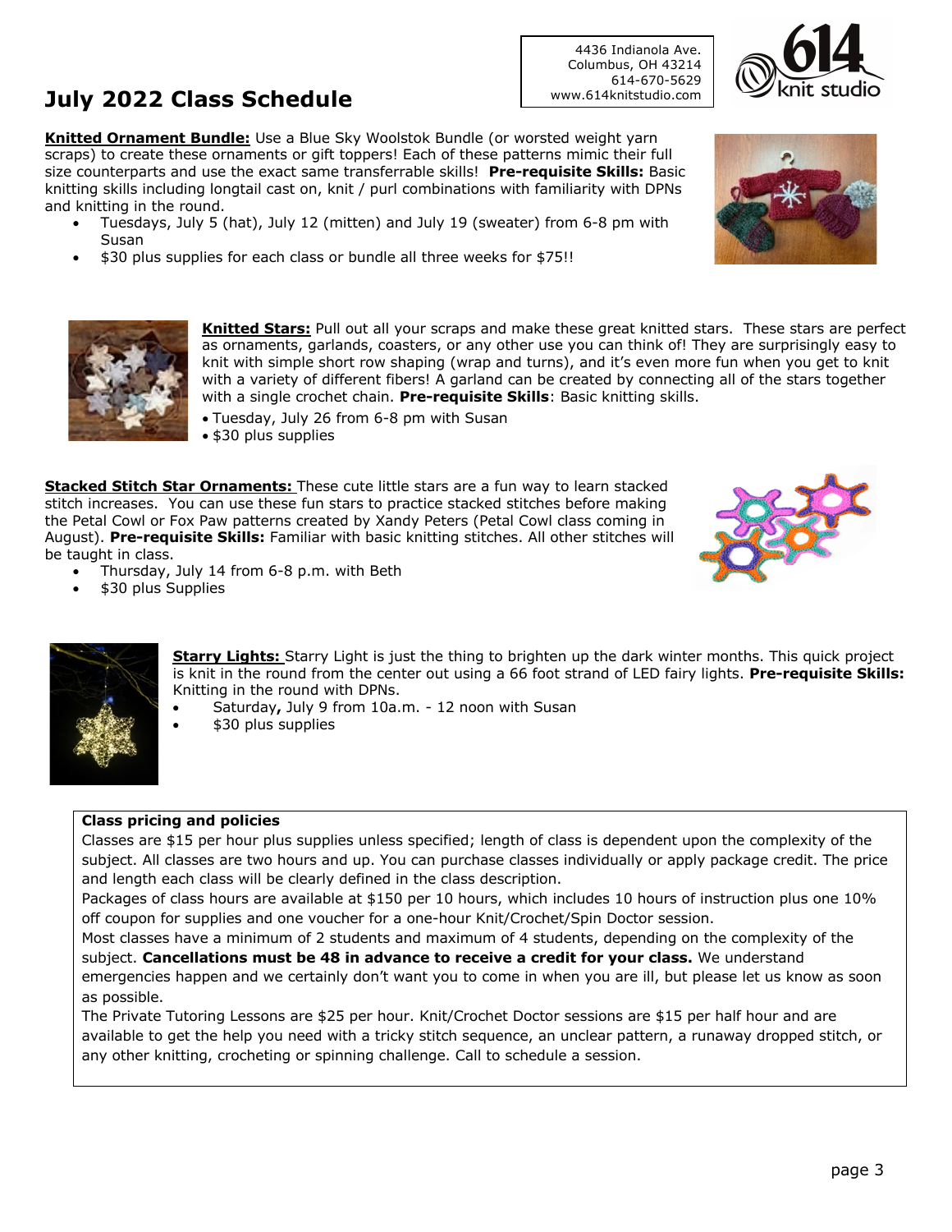# July 2022 Class Schedule

4436 Indianola Ave.
Columbus, OH 43214
614-670-5629
www.614knitstudio.com

**Knitted Ornament Bundle:** Use a Blue Sky Woolstok Bundle (or worsted weight yarn scraps) to create these ornaments or gift toppers! Each of these patterns mimic their full size counterparts and use the exact same transferrable skills! **Pre-requisite Skills:** Basic knitting skills including longtail cast on, knit / purl combinations with familiarity with DPNs and knitting in the round.

- Tuesdays, July 5 (hat), July 12 (mitten) and July 19 (sweater) from 6-8 pm with Susan
- $30 plus supplies for each class or bundle all three weeks for $75!!

**Knitted Stars:** Pull out all your scraps and make these great knitted stars. These stars are perfect as ornaments, garlands, coasters, or any other use you can think of! They are surprisingly easy to knit with simple short row shaping (wrap and turns), and it's even more fun when you get to knit with a variety of different fibers! A garland can be created by connecting all of the stars together with a single crochet chain. **Pre-requisite Skills**: Basic knitting skills.

- Tuesday, July 26 from 6-8 pm with Susan
- $30 plus supplies

**Stacked Stitch Star Ornaments:** These cute little stars are a fun way to learn stacked stitch increases. You can use these fun stars to practice stacked stitches before making the Petal Cowl or Fox Paw patterns created by Xandy Peters (Petal Cowl class coming in August). **Pre-requisite Skills:** Familiar with basic knitting stitches. All other stitches will be taught in class.

- Thursday, July 14 from 6-8 p.m. with Beth
- $30 plus Supplies

**Starry Lights:** Starry Light is just the thing to brighten up the dark winter months. This quick project is knit in the round from the center out using a 66 foot strand of LED fairy lights. **Pre-requisite Skills:** Knitting in the round with DPNs.

- Saturday**,** July 9 from 10a.m. - 12 noon with Susan
- $30 plus supplies

**Class pricing and policies**

Classes are $15 per hour plus supplies unless specified; length of class is dependent upon the complexity of the subject. All classes are two hours and up. You can purchase classes individually or apply package credit. The price and length each class will be clearly defined in the class description.

Packages of class hours are available at $150 per 10 hours, which includes 10 hours of instruction plus one 10% off coupon for supplies and one voucher for a one-hour Knit/Crochet/Spin Doctor session.

Most classes have a minimum of 2 students and maximum of 4 students, depending on the complexity of the subject. **Cancellations must be 48 in advance to receive a credit for your class.** We understand emergencies happen and we certainly don't want you to come in when you are ill, but please let us know as soon as possible.

The Private Tutoring Lessons are $25 per hour. Knit/Crochet Doctor sessions are $15 per half hour and are available to get the help you need with a tricky stitch sequence, an unclear pattern, a runaway dropped stitch, or any other knitting, crocheting or spinning challenge. Call to schedule a session.